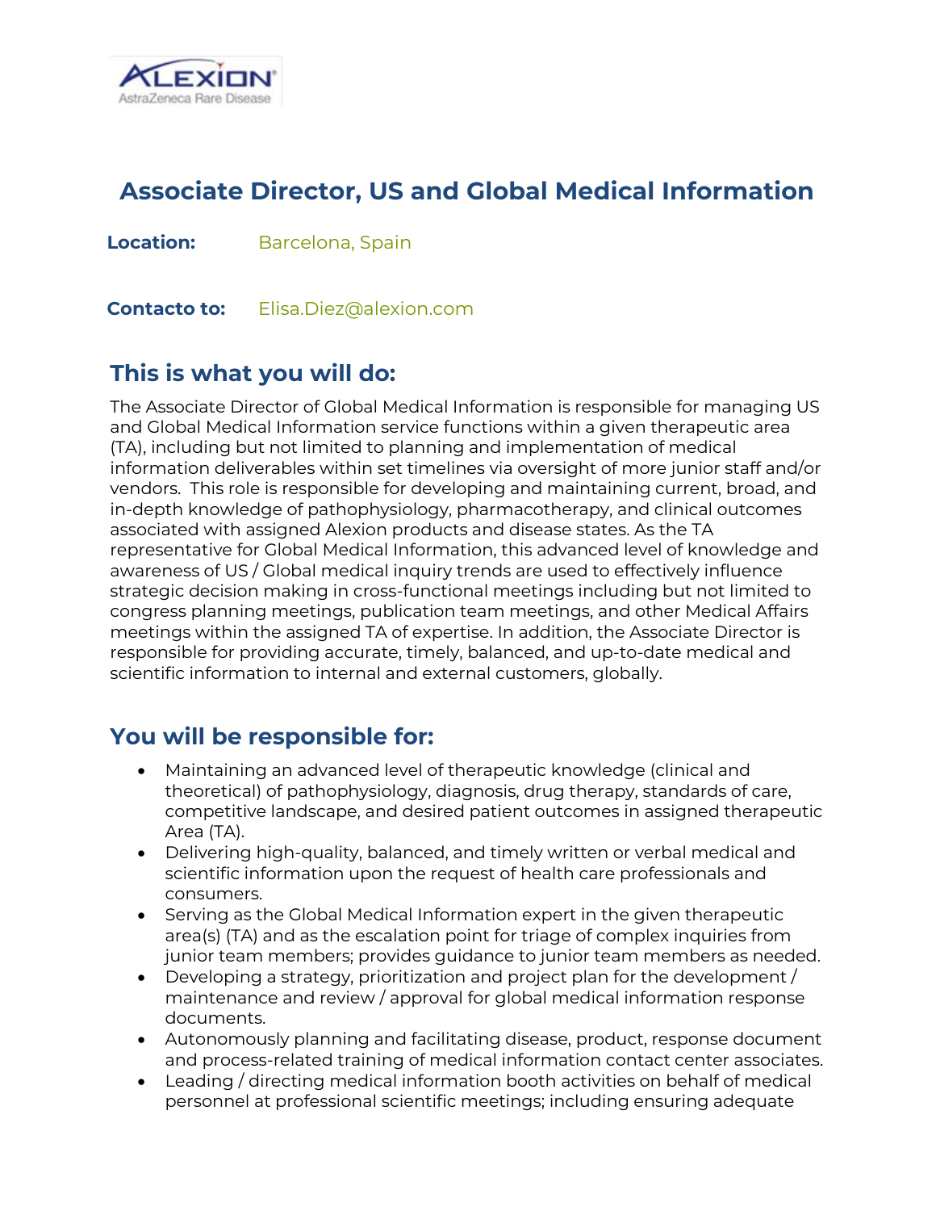# Associate Director, US and Global Medical Information

**Location:** Barcelona, Spain

**Contacto to:** Elisa.Diez@alexion.com

## This is what you will do:

The Associate Director of Global Medical Information is responsible for managing US and Global Medical Information service functions within a given therapeutic area (TA), including but not limited to planning and implementation of medical information deliverables within set timelines via oversight of more junior staff and/or vendors. This role is responsible for developing and maintaining current, broad, and in-depth knowledge of pathophysiology, pharmacotherapy, and clinical outcomes associated with assigned Alexion products and disease states. As the TA representative for Global Medical Information, this advanced level of knowledge and awareness of US / Global medical inquiry trends are used to effectively influence strategic decision making in cross-functional meetings including but not limited to congress planning meetings, publication team meetings, and other Medical Affairs meetings within the assigned TA of expertise. In addition, the Associate Director is responsible for providing accurate, timely, balanced, and up-to-date medical and scientific information to internal and external customers, globally.

## You will be responsible for:

- Maintaining an advanced level of therapeutic knowledge (clinical and theoretical) of pathophysiology, diagnosis, drug therapy, standards of care, competitive landscape, and desired patient outcomes in assigned therapeutic Area (TA).
- Delivering high-quality, balanced, and timely written or verbal medical and scientific information upon the request of health care professionals and consumers.
- Serving as the Global Medical Information expert in the given therapeutic area(s) (TA) and as the escalation point for triage of complex inquiries from junior team members; provides guidance to junior team members as needed.
- Developing a strategy, prioritization and project plan for the development / maintenance and review / approval for global medical information response documents.
- Autonomously planning and facilitating disease, product, response document and process-related training of medical information contact center associates.
- Leading / directing medical information booth activities on behalf of medical personnel at professional scientific meetings; including ensuring adequate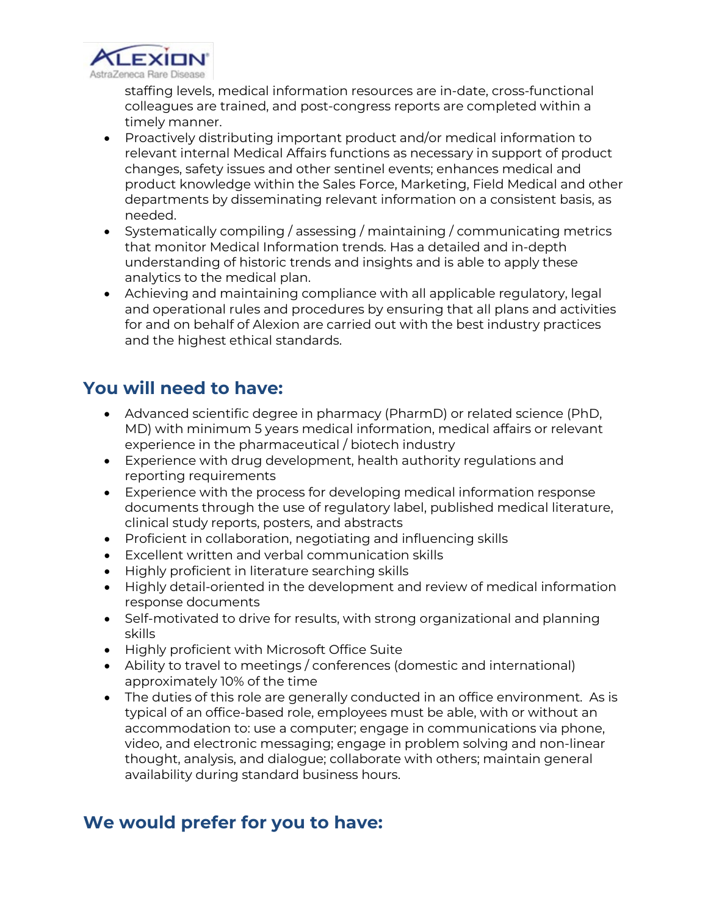staffing levels, medical information resources are in-date, cross-functional colleagues are trained, and post-congress reports are completed within a timely manner.

- Proactively distributing important product and/or medical information to relevant internal Medical Affairs functions as necessary in support of product changes, safety issues and other sentinel events; enhances medical and product knowledge within the Sales Force, Marketing, Field Medical and other departments by disseminating relevant information on a consistent basis, as needed.
- Systematically compiling / assessing / maintaining / communicating metrics that monitor Medical Information trends. Has a detailed and in-depth understanding of historic trends and insights and is able to apply these analytics to the medical plan.
- Achieving and maintaining compliance with all applicable regulatory, legal and operational rules and procedures by ensuring that all plans and activities for and on behalf of Alexion are carried out with the best industry practices and the highest ethical standards.

## You will need to have:

- Advanced scientific degree in pharmacy (PharmD) or related science (PhD, MD) with minimum 5 years medical information, medical affairs or relevant experience in the pharmaceutical / biotech industry
- Experience with drug development, health authority regulations and reporting requirements
- Experience with the process for developing medical information response documents through the use of regulatory label, published medical literature, clinical study reports, posters, and abstracts
- Proficient in collaboration, negotiating and influencing skills
- Excellent written and verbal communication skills
- Highly proficient in literature searching skills
- Highly detail-oriented in the development and review of medical information response documents
- Self-motivated to drive for results, with strong organizational and planning skills
- Highly proficient with Microsoft Office Suite
- Ability to travel to meetings / conferences (domestic and international) approximately 10% of the time
- The duties of this role are generally conducted in an office environment. As is typical of an office-based role, employees must be able, with or without an accommodation to: use a computer; engage in communications via phone, video, and electronic messaging; engage in problem solving and non-linear thought, analysis, and dialogue; collaborate with others; maintain general availability during standard business hours.

## We would prefer for you to have: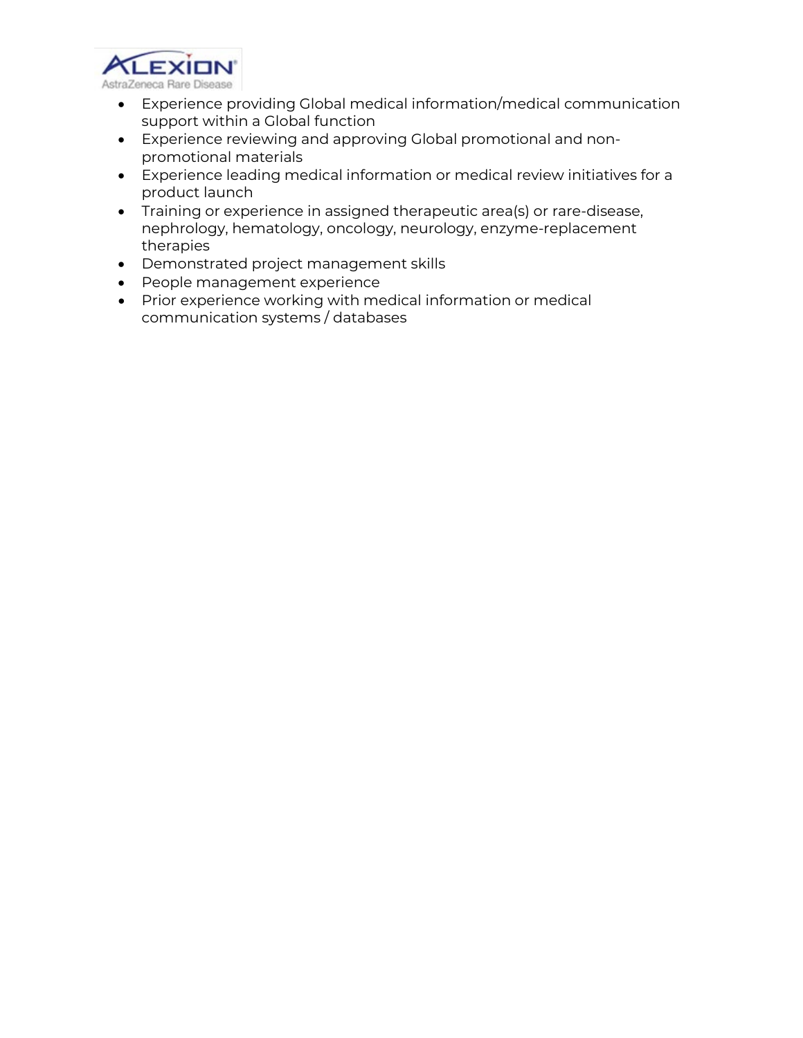- Experience providing Global medical information/medical communication support within a Global function
- Experience reviewing and approving Global promotional and non-promotional materials
- Experience leading medical information or medical review initiatives for a product launch
- Training or experience in assigned therapeutic area(s) or rare-disease, nephrology, hematology, oncology, neurology, enzyme-replacement therapies
- Demonstrated project management skills
- People management experience
- Prior experience working with medical information or medical communication systems / databases